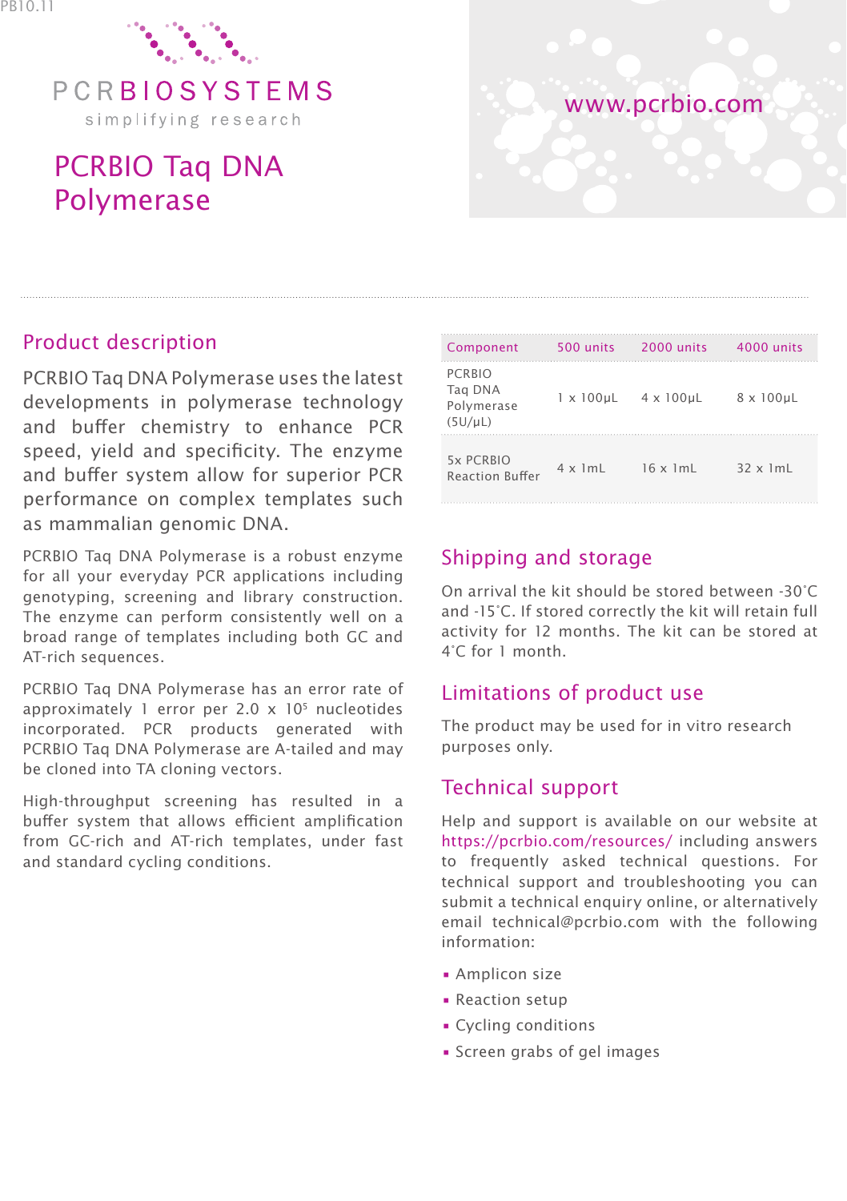PB10.11

PCRBIOSYSTEMS

simplifying research

www.pcrbio.com

# PCRBIO Taq DNA Polymerase

## Product description

PCRBIO Taq DNA Polymerase uses the latest developments in polymerase technology and buffer chemistry to enhance PCR speed, yield and specificity. The enzyme and buffer system allow for superior PCR performance on complex templates such as mammalian genomic DNA.

PCRBIO Taq DNA Polymerase is a robust enzyme for all your everyday PCR applications including genotyping, screening and library construction. The enzyme can perform consistently well on a broad range of templates including both GC and AT-rich sequences.

PCRBIO Taq DNA Polymerase has an error rate of approximately 1 error per $2.0 \times 10^5$ nucleotides incorporated. PCR products generated with PCRBIO Taq DNA Polymerase are A-tailed and may be cloned into TA cloning vectors.

High-throughput screening has resulted in a buffer system that allows efficient amplification from GC-rich and AT-rich templates, under fast and standard cycling conditions.

| Component | 500 units | 2000 units | 4000 units |
|---|---|---|---|
| PCRBIO Taq DNA Polymerase (5U/µL) | 1 x 100µL | 4 x 100µL | 8 x 100µL |
| 5x PCRBIO Reaction Buffer | 4 x 1mL | 16 x 1mL | 32 x 1mL |

## Shipping and storage

On arrival the kit should be stored between -30˚C and -15˚C. If stored correctly the kit will retain full activity for 12 months. The kit can be stored at 4˚C for 1 month.

## Limitations of product use

The product may be used for in vitro research purposes only.

## Technical support

Help and support is available on our website at https://pcrbio.com/resources/ including answers to frequently asked technical questions. For technical support and troubleshooting you can submit a technical enquiry online, or alternatively email technical@pcrbio.com with the following information:

- Amplicon size
- Reaction setup
- Cycling conditions
- Screen grabs of gel images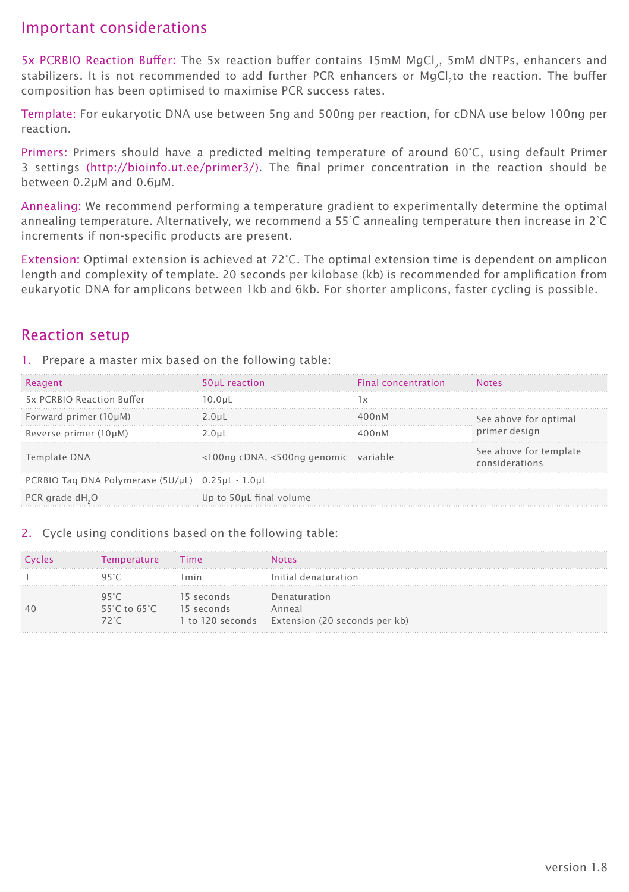## Important considerations

5x PCRBIO Reaction Buffer: The 5x reaction buffer contains 15mM $MgCl_2$, 5mM dNTPs, enhancers and stabilizers. It is not recommended to add further PCR enhancers or $MgCl_2$ to the reaction. The buffer composition has been optimised to maximise PCR success rates.

Template: For eukaryotic DNA use between 5ng and 500ng per reaction, for cDNA use below 100ng per reaction.

Primers: Primers should have a predicted melting temperature of around 60°C, using default Primer 3 settings (http://bioinfo.ut.ee/primer3/). The final primer concentration in the reaction should be between 0.2μM and 0.6μM.

Annealing: We recommend performing a temperature gradient to experimentally determine the optimal annealing temperature. Alternatively, we recommend a 55°C annealing temperature then increase in 2°C increments if non-specific products are present.

Extension: Optimal extension is achieved at 72°C. The optimal extension time is dependent on amplicon length and complexity of template. 20 seconds per kilobase (kb) is recommended for amplification from eukaryotic DNA for amplicons between 1kb and 6kb. For shorter amplicons, faster cycling is possible.

## Reaction setup

1. Prepare a master mix based on the following table:

| Reagent | 50μL reaction | Final concentration | Notes |
|---|---|---|---|
| 5x PCRBIO Reaction Buffer | 10.0μL | 1x | |
| Forward primer (10μM) | 2.0μL | 400nM | See above for optimal primer design |
| Reverse primer (10μM) | 2.0μL | 400nM | |
| Template DNA | <100ng cDNA, <500ng genomic | variable | See above for template considerations |
| PCRBIO Taq DNA Polymerase (5U/μL) | 0.25μL - 1.0μL | | |
| PCR grade $dH_2O$ | Up to 50μL final volume | | |

2. Cycle using conditions based on the following table:

| Cycles | Temperature | Time | Notes |
|---|---|---|---|
| 1 | 95°C | 1min | Initial denaturation |
| 40 | 95°C<br>55°C to 65°C<br>72°C | 15 seconds<br>15 seconds<br>1 to 120 seconds | Denaturation<br>Anneal<br>Extension (20 seconds per kb) |

version 1.8